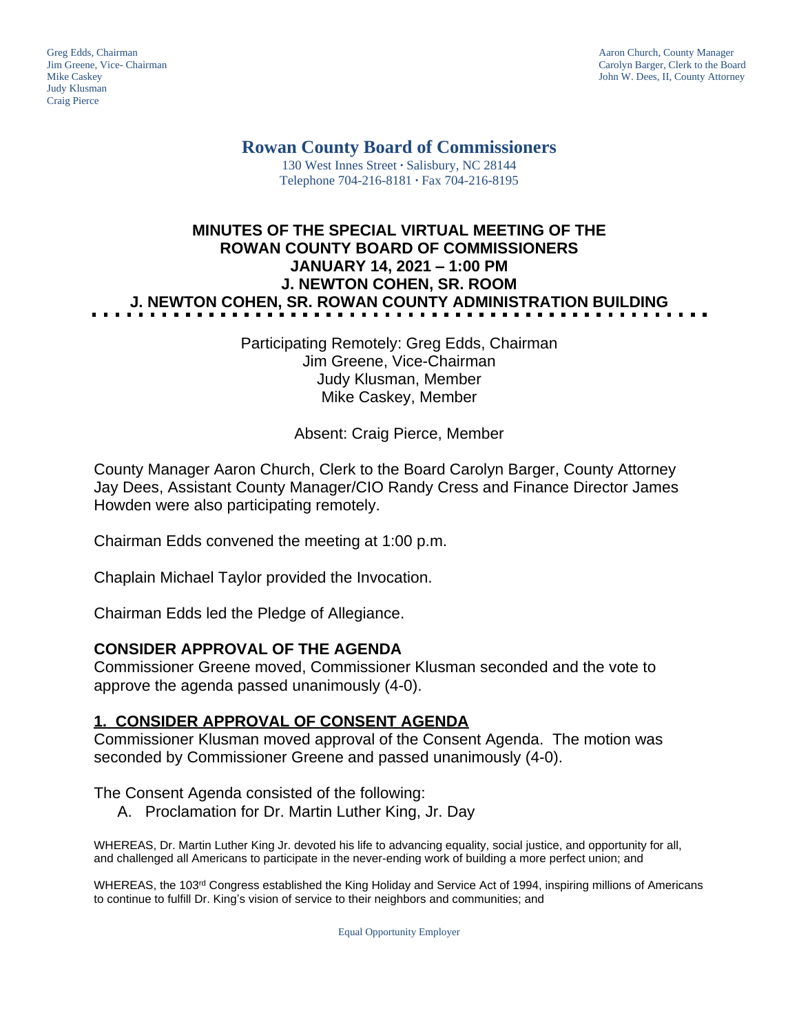Greg Edds, Chairman
Jim Greene, Vice- Chairman
Mike Caskey
Judy Klusman
Craig Pierce

Aaron Church, County Manager
Carolyn Barger, Clerk to the Board
John W. Dees, II, County Attorney

# Rowan County Board of Commissioners

130 West Innes Street · Salisbury, NC 28144
Telephone 704-216-8181 · Fax 704-216-8195

## MINUTES OF THE SPECIAL VIRTUAL MEETING OF THE ROWAN COUNTY BOARD OF COMMISSIONERS JANUARY 14, 2021 – 1:00 PM J. NEWTON COHEN, SR. ROOM J. NEWTON COHEN, SR. ROWAN COUNTY ADMINISTRATION BUILDING

Participating Remotely: Greg Edds, Chairman
Jim Greene, Vice-Chairman
Judy Klusman, Member
Mike Caskey, Member

Absent: Craig Pierce, Member

County Manager Aaron Church, Clerk to the Board Carolyn Barger, County Attorney Jay Dees, Assistant County Manager/CIO Randy Cress and Finance Director James Howden were also participating remotely.

Chairman Edds convened the meeting at 1:00 p.m.

Chaplain Michael Taylor provided the Invocation.

Chairman Edds led the Pledge of Allegiance.

### CONSIDER APPROVAL OF THE AGENDA

Commissioner Greene moved, Commissioner Klusman seconded and the vote to approve the agenda passed unanimously (4-0).

### 1. CONSIDER APPROVAL OF CONSENT AGENDA

Commissioner Klusman moved approval of the Consent Agenda. The motion was seconded by Commissioner Greene and passed unanimously (4-0).

The Consent Agenda consisted of the following:

A. Proclamation for Dr. Martin Luther King, Jr. Day

WHEREAS, Dr. Martin Luther King Jr. devoted his life to advancing equality, social justice, and opportunity for all, and challenged all Americans to participate in the never-ending work of building a more perfect union; and

WHEREAS, the 103rd Congress established the King Holiday and Service Act of 1994, inspiring millions of Americans to continue to fulfill Dr. King's vision of service to their neighbors and communities; and

Equal Opportunity Employer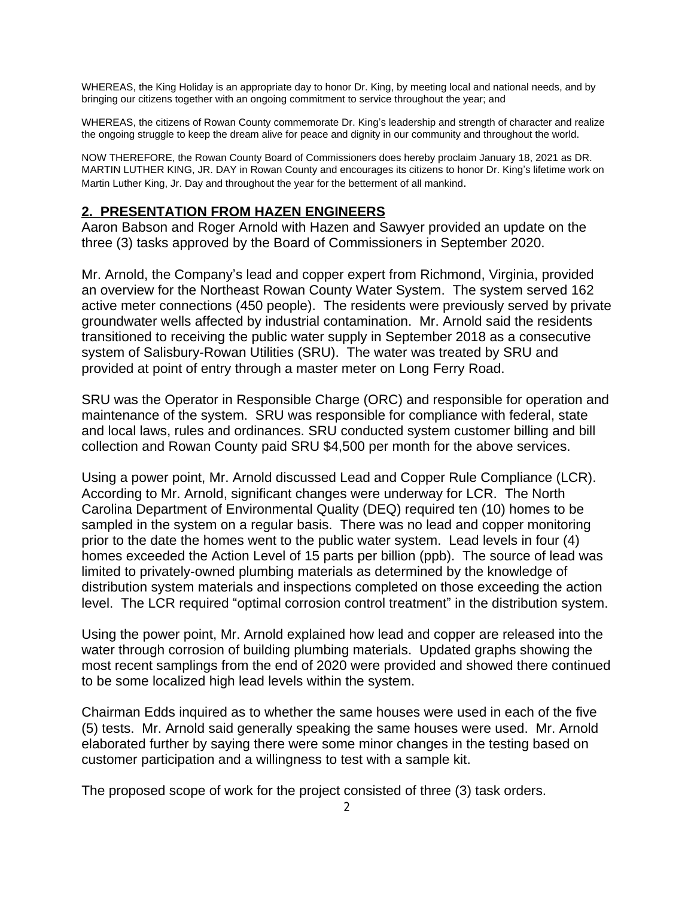WHEREAS, the King Holiday is an appropriate day to honor Dr. King, by meeting local and national needs, and by bringing our citizens together with an ongoing commitment to service throughout the year; and

WHEREAS, the citizens of Rowan County commemorate Dr. King's leadership and strength of character and realize the ongoing struggle to keep the dream alive for peace and dignity in our community and throughout the world.

NOW THEREFORE, the Rowan County Board of Commissioners does hereby proclaim January 18, 2021 as DR. MARTIN LUTHER KING, JR. DAY in Rowan County and encourages its citizens to honor Dr. King's lifetime work on Martin Luther King, Jr. Day and throughout the year for the betterment of all mankind.

## 2. PRESENTATION FROM HAZEN ENGINEERS

Aaron Babson and Roger Arnold with Hazen and Sawyer provided an update on the three (3) tasks approved by the Board of Commissioners in September 2020.

Mr. Arnold, the Company's lead and copper expert from Richmond, Virginia, provided an overview for the Northeast Rowan County Water System. The system served 162 active meter connections (450 people). The residents were previously served by private groundwater wells affected by industrial contamination. Mr. Arnold said the residents transitioned to receiving the public water supply in September 2018 as a consecutive system of Salisbury-Rowan Utilities (SRU). The water was treated by SRU and provided at point of entry through a master meter on Long Ferry Road.

SRU was the Operator in Responsible Charge (ORC) and responsible for operation and maintenance of the system. SRU was responsible for compliance with federal, state and local laws, rules and ordinances. SRU conducted system customer billing and bill collection and Rowan County paid SRU $4,500 per month for the above services.

Using a power point, Mr. Arnold discussed Lead and Copper Rule Compliance (LCR). According to Mr. Arnold, significant changes were underway for LCR. The North Carolina Department of Environmental Quality (DEQ) required ten (10) homes to be sampled in the system on a regular basis. There was no lead and copper monitoring prior to the date the homes went to the public water system. Lead levels in four (4) homes exceeded the Action Level of 15 parts per billion (ppb). The source of lead was limited to privately-owned plumbing materials as determined by the knowledge of distribution system materials and inspections completed on those exceeding the action level. The LCR required "optimal corrosion control treatment" in the distribution system.

Using the power point, Mr. Arnold explained how lead and copper are released into the water through corrosion of building plumbing materials. Updated graphs showing the most recent samplings from the end of 2020 were provided and showed there continued to be some localized high lead levels within the system.

Chairman Edds inquired as to whether the same houses were used in each of the five (5) tests. Mr. Arnold said generally speaking the same houses were used. Mr. Arnold elaborated further by saying there were some minor changes in the testing based on customer participation and a willingness to test with a sample kit.

The proposed scope of work for the project consisted of three (3) task orders.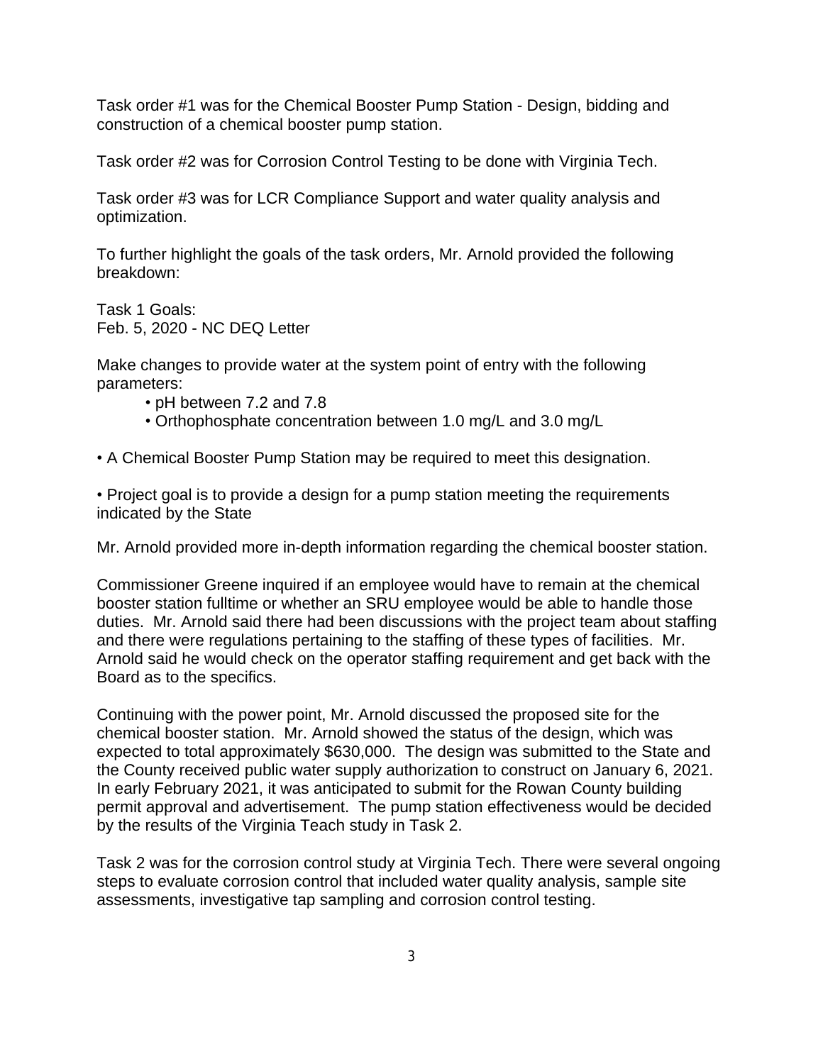Task order #1 was for the Chemical Booster Pump Station - Design, bidding and construction of a chemical booster pump station.

Task order #2 was for Corrosion Control Testing to be done with Virginia Tech.

Task order #3 was for LCR Compliance Support and water quality analysis and optimization.

To further highlight the goals of the task orders, Mr. Arnold provided the following breakdown:

Task 1 Goals:
Feb. 5, 2020 - NC DEQ Letter

Make changes to provide water at the system point of entry with the following parameters:

- pH between 7.2 and 7.8
- Orthophosphate concentration between 1.0 mg/L and 3.0 mg/L

• A Chemical Booster Pump Station may be required to meet this designation.

• Project goal is to provide a design for a pump station meeting the requirements indicated by the State

Mr. Arnold provided more in-depth information regarding the chemical booster station.

Commissioner Greene inquired if an employee would have to remain at the chemical booster station fulltime or whether an SRU employee would be able to handle those duties. Mr. Arnold said there had been discussions with the project team about staffing and there were regulations pertaining to the staffing of these types of facilities. Mr. Arnold said he would check on the operator staffing requirement and get back with the Board as to the specifics.

Continuing with the power point, Mr. Arnold discussed the proposed site for the chemical booster station. Mr. Arnold showed the status of the design, which was expected to total approximately $630,000. The design was submitted to the State and the County received public water supply authorization to construct on January 6, 2021. In early February 2021, it was anticipated to submit for the Rowan County building permit approval and advertisement. The pump station effectiveness would be decided by the results of the Virginia Teach study in Task 2.

Task 2 was for the corrosion control study at Virginia Tech. There were several ongoing steps to evaluate corrosion control that included water quality analysis, sample site assessments, investigative tap sampling and corrosion control testing.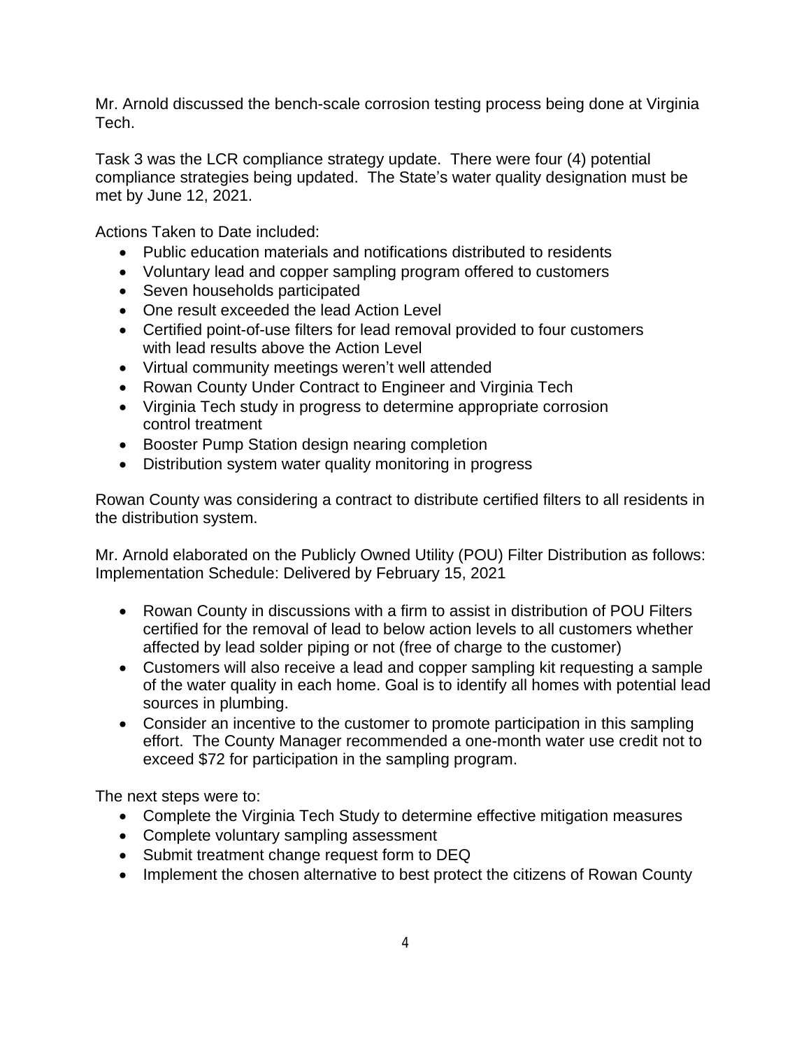Mr. Arnold discussed the bench-scale corrosion testing process being done at Virginia Tech.

Task 3 was the LCR compliance strategy update. There were four (4) potential compliance strategies being updated. The State's water quality designation must be met by June 12, 2021.

Actions Taken to Date included:

- Public education materials and notifications distributed to residents
- Voluntary lead and copper sampling program offered to customers
- Seven households participated
- One result exceeded the lead Action Level
- Certified point-of-use filters for lead removal provided to four customers with lead results above the Action Level
- Virtual community meetings weren't well attended
- Rowan County Under Contract to Engineer and Virginia Tech
- Virginia Tech study in progress to determine appropriate corrosion control treatment
- Booster Pump Station design nearing completion
- Distribution system water quality monitoring in progress

Rowan County was considering a contract to distribute certified filters to all residents in the distribution system.

Mr. Arnold elaborated on the Publicly Owned Utility (POU) Filter Distribution as follows: Implementation Schedule: Delivered by February 15, 2021

- Rowan County in discussions with a firm to assist in distribution of POU Filters certified for the removal of lead to below action levels to all customers whether affected by lead solder piping or not (free of charge to the customer)
- Customers will also receive a lead and copper sampling kit requesting a sample of the water quality in each home. Goal is to identify all homes with potential lead sources in plumbing.
- Consider an incentive to the customer to promote participation in this sampling effort. The County Manager recommended a one-month water use credit not to exceed $72 for participation in the sampling program.

The next steps were to:

- Complete the Virginia Tech Study to determine effective mitigation measures
- Complete voluntary sampling assessment
- Submit treatment change request form to DEQ
- Implement the chosen alternative to best protect the citizens of Rowan County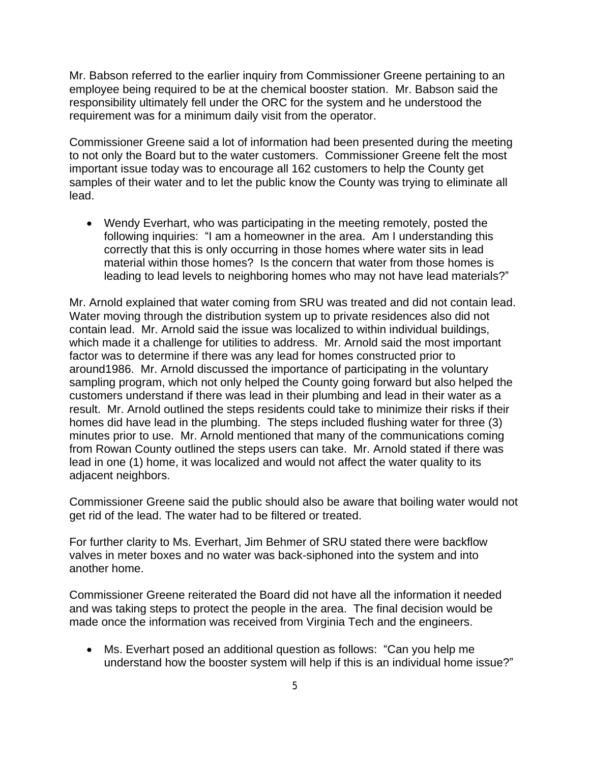Mr. Babson referred to the earlier inquiry from Commissioner Greene pertaining to an employee being required to be at the chemical booster station. Mr. Babson said the responsibility ultimately fell under the ORC for the system and he understood the requirement was for a minimum daily visit from the operator.

Commissioner Greene said a lot of information had been presented during the meeting to not only the Board but to the water customers. Commissioner Greene felt the most important issue today was to encourage all 162 customers to help the County get samples of their water and to let the public know the County was trying to eliminate all lead.

- Wendy Everhart, who was participating in the meeting remotely, posted the following inquiries: "I am a homeowner in the area. Am I understanding this correctly that this is only occurring in those homes where water sits in lead material within those homes? Is the concern that water from those homes is leading to lead levels to neighboring homes who may not have lead materials?"

Mr. Arnold explained that water coming from SRU was treated and did not contain lead. Water moving through the distribution system up to private residences also did not contain lead. Mr. Arnold said the issue was localized to within individual buildings, which made it a challenge for utilities to address. Mr. Arnold said the most important factor was to determine if there was any lead for homes constructed prior to around1986. Mr. Arnold discussed the importance of participating in the voluntary sampling program, which not only helped the County going forward but also helped the customers understand if there was lead in their plumbing and lead in their water as a result. Mr. Arnold outlined the steps residents could take to minimize their risks if their homes did have lead in the plumbing. The steps included flushing water for three (3) minutes prior to use. Mr. Arnold mentioned that many of the communications coming from Rowan County outlined the steps users can take. Mr. Arnold stated if there was lead in one (1) home, it was localized and would not affect the water quality to its adjacent neighbors.

Commissioner Greene said the public should also be aware that boiling water would not get rid of the lead. The water had to be filtered or treated.

For further clarity to Ms. Everhart, Jim Behmer of SRU stated there were backflow valves in meter boxes and no water was back-siphoned into the system and into another home.

Commissioner Greene reiterated the Board did not have all the information it needed and was taking steps to protect the people in the area. The final decision would be made once the information was received from Virginia Tech and the engineers.

- Ms. Everhart posed an additional question as follows: "Can you help me understand how the booster system will help if this is an individual home issue?"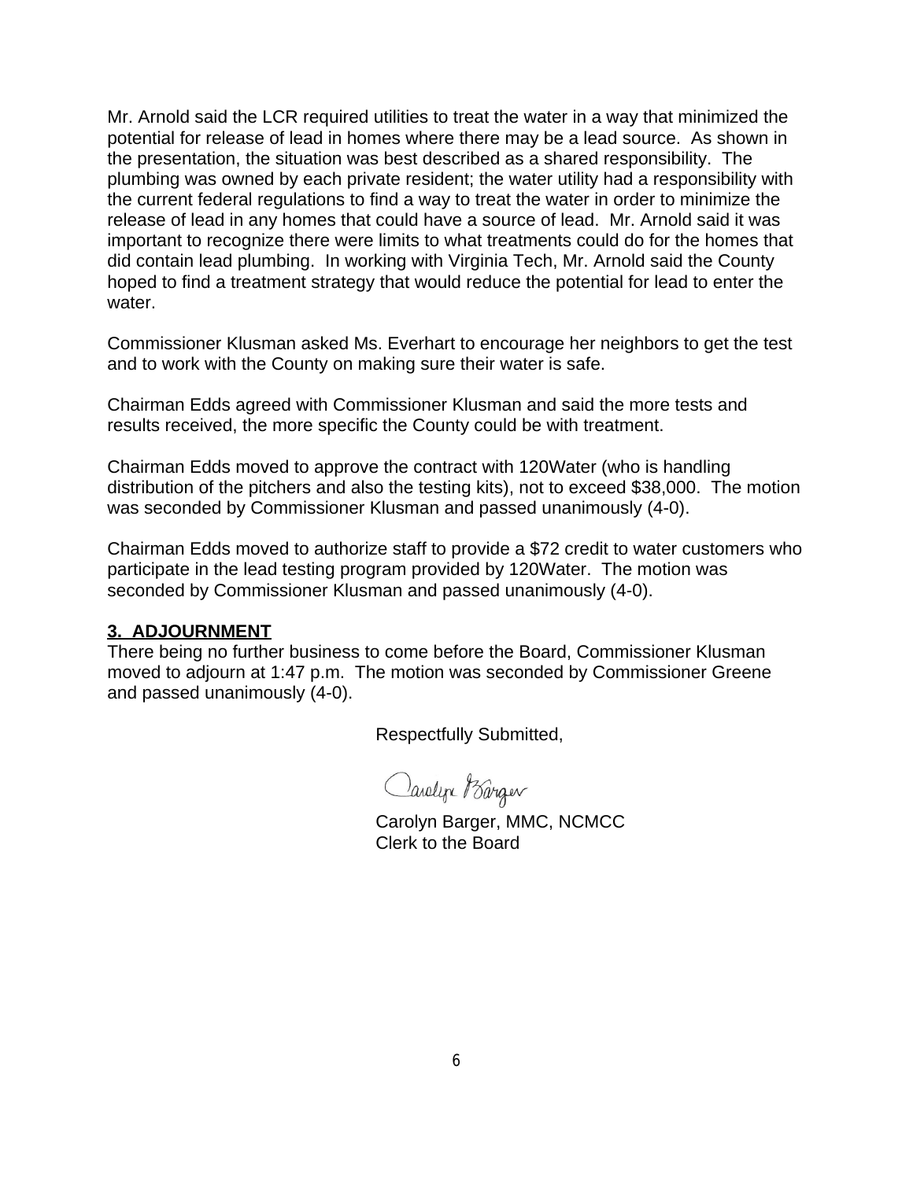Mr. Arnold said the LCR required utilities to treat the water in a way that minimized the potential for release of lead in homes where there may be a lead source. As shown in the presentation, the situation was best described as a shared responsibility. The plumbing was owned by each private resident; the water utility had a responsibility with the current federal regulations to find a way to treat the water in order to minimize the release of lead in any homes that could have a source of lead. Mr. Arnold said it was important to recognize there were limits to what treatments could do for the homes that did contain lead plumbing. In working with Virginia Tech, Mr. Arnold said the County hoped to find a treatment strategy that would reduce the potential for lead to enter the water.

Commissioner Klusman asked Ms. Everhart to encourage her neighbors to get the test and to work with the County on making sure their water is safe.

Chairman Edds agreed with Commissioner Klusman and said the more tests and results received, the more specific the County could be with treatment.

Chairman Edds moved to approve the contract with 120Water (who is handling distribution of the pitchers and also the testing kits), not to exceed $38,000. The motion was seconded by Commissioner Klusman and passed unanimously (4-0).

Chairman Edds moved to authorize staff to provide a $72 credit to water customers who participate in the lead testing program provided by 120Water. The motion was seconded by Commissioner Klusman and passed unanimously (4-0).

## 3. ADJOURNMENT

There being no further business to come before the Board, Commissioner Klusman moved to adjourn at 1:47 p.m. The motion was seconded by Commissioner Greene and passed unanimously (4-0).

Respectfully Submitted,

Carolyn Barger, MMC, NCMCC
Clerk to the Board